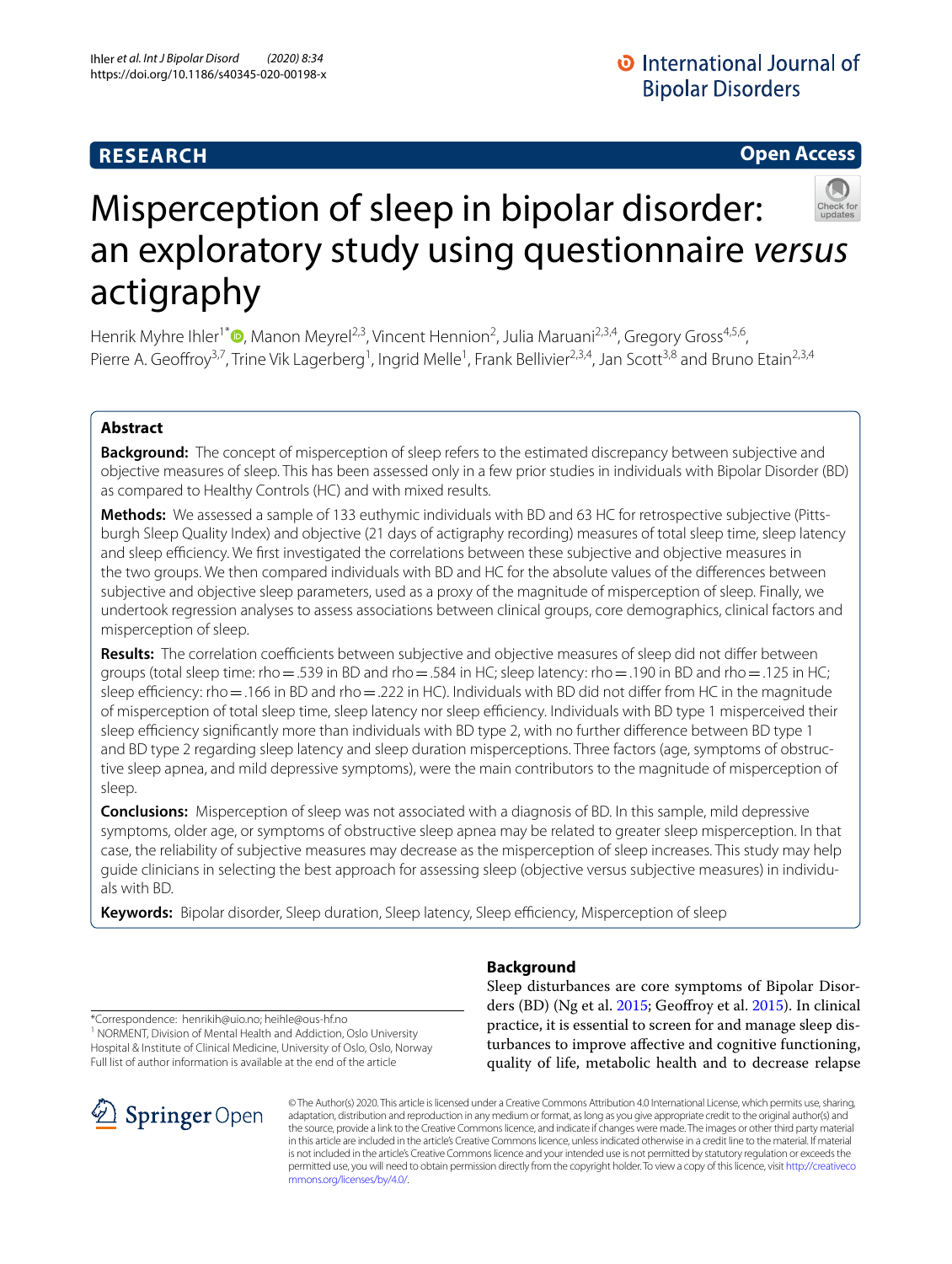**RESEARCH** **Open Access**

# Misperception of sleep in bipolar disorder: an exploratory study using questionnaire *versus* actigraphy

Henrik Myhre Ihler[1*], Manon Meyrel[2,3], Vincent Hennion[2], Julia Maruani[2,3,4], Gregory Gross[4,5,6], Pierre A. Geoffroy[3,7], Trine Vik Lagerberg[1], Ingrid Melle[1], Frank Bellivier[2,3,4], Jan Scott[3,8] and Bruno Etain[2,3,4]

## Abstract

**Background:** The concept of misperception of sleep refers to the estimated discrepancy between subjective and objective measures of sleep. This has been assessed only in a few prior studies in individuals with Bipolar Disorder (BD) as compared to Healthy Controls (HC) and with mixed results.

**Methods:** We assessed a sample of 133 euthymic individuals with BD and 63 HC for retrospective subjective (Pittsburgh Sleep Quality Index) and objective (21 days of actigraphy recording) measures of total sleep time, sleep latency and sleep efficiency. We first investigated the correlations between these subjective and objective measures in the two groups. We then compared individuals with BD and HC for the absolute values of the differences between subjective and objective sleep parameters, used as a proxy of the magnitude of misperception of sleep. Finally, we undertook regression analyses to assess associations between clinical groups, core demographics, clinical factors and misperception of sleep.

**Results:** The correlation coefficients between subjective and objective measures of sleep did not differ between groups (total sleep time: rho = .539 in BD and rho = .584 in HC; sleep latency: rho = .190 in BD and rho = .125 in HC; sleep efficiency: rho = .166 in BD and rho = .222 in HC). Individuals with BD did not differ from HC in the magnitude of misperception of total sleep time, sleep latency nor sleep efficiency. Individuals with BD type 1 misperceived their sleep efficiency significantly more than individuals with BD type 2, with no further difference between BD type 1 and BD type 2 regarding sleep latency and sleep duration misperceptions. Three factors (age, symptoms of obstructive sleep apnea, and mild depressive symptoms), were the main contributors to the magnitude of misperception of sleep.

**Conclusions:** Misperception of sleep was not associated with a diagnosis of BD. In this sample, mild depressive symptoms, older age, or symptoms of obstructive sleep apnea may be related to greater sleep misperception. In that case, the reliability of subjective measures may decrease as the misperception of sleep increases. This study may help guide clinicians in selecting the best approach for assessing sleep (objective versus subjective measures) in individuals with BD.

**Keywords:** Bipolar disorder, Sleep duration, Sleep latency, Sleep efficiency, Misperception of sleep

## Background

Sleep disturbances are core symptoms of Bipolar Disorders (BD) (Ng et al. 2015; Geoffroy et al. 2015). In clinical practice, it is essential to screen for and manage sleep disturbances to improve affective and cognitive functioning, quality of life, metabolic health and to decrease relapse

*Correspondence: henrikih@uio.no; heihle@ous-hf.no
[1] NORMENT, Division of Mental Health and Addiction, Oslo University Hospital & Institute of Clinical Medicine, University of Oslo, Oslo, Norway
Full list of author information is available at the end of the article

© The Author(s) 2020. This article is licensed under a Creative Commons Attribution 4.0 International License, which permits use, sharing, adaptation, distribution and reproduction in any medium or format, as long as you give appropriate credit to the original author(s) and the source, provide a link to the Creative Commons licence, and indicate if changes were made. The images or other third party material in this article are included in the article's Creative Commons licence, unless indicated otherwise in a credit line to the material. If material is not included in the article's Creative Commons licence and your intended use is not permitted by statutory regulation or exceeds the permitted use, you will need to obtain permission directly from the copyright holder. To view a copy of this licence, visit http://creativecommons.org/licenses/by/4.0/.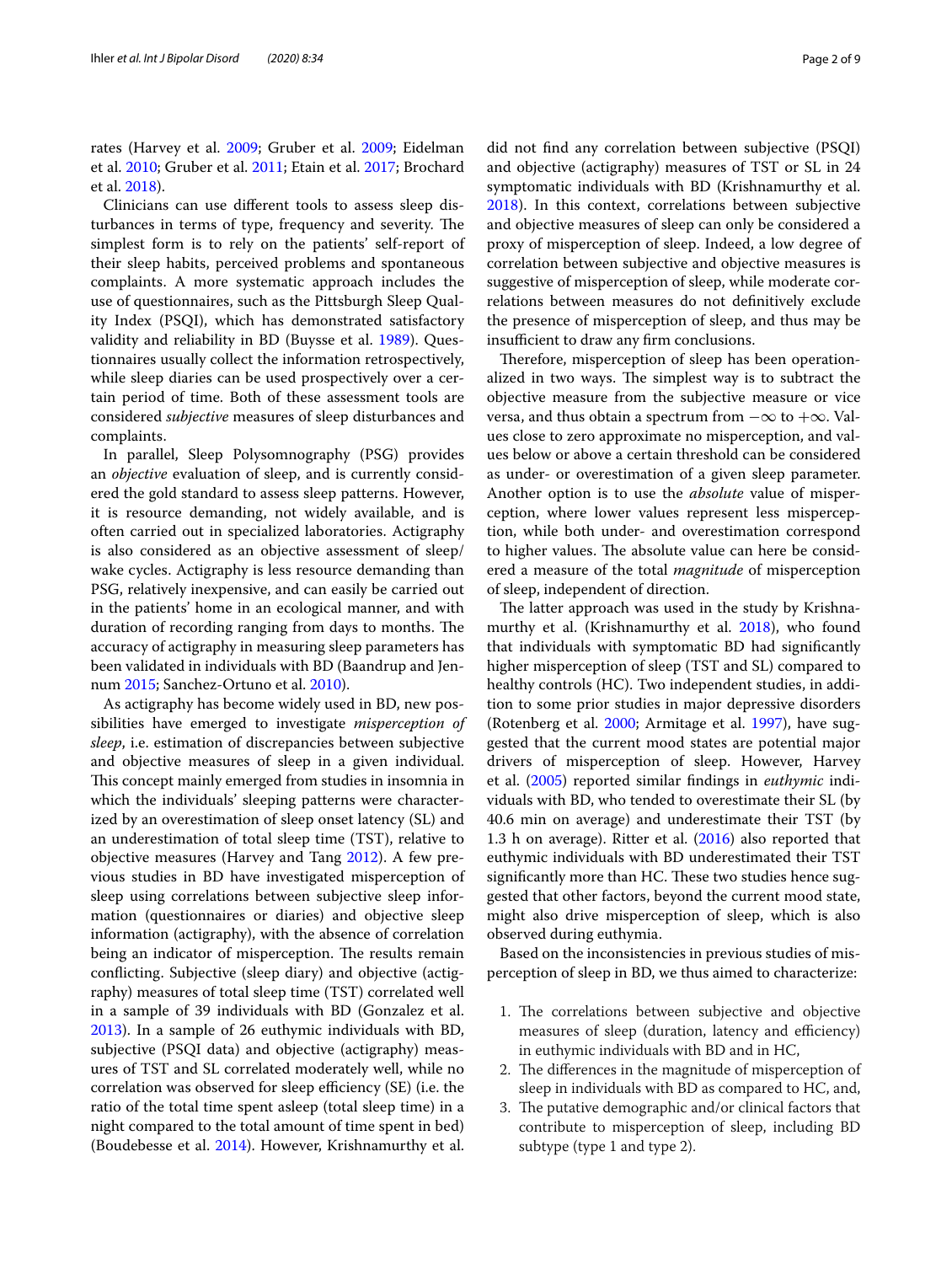rates (Harvey et al. 2009; Gruber et al. 2009; Eidelman et al. 2010; Gruber et al. 2011; Etain et al. 2017; Brochard et al. 2018).

Clinicians can use different tools to assess sleep disturbances in terms of type, frequency and severity. The simplest form is to rely on the patients' self-report of their sleep habits, perceived problems and spontaneous complaints. A more systematic approach includes the use of questionnaires, such as the Pittsburgh Sleep Quality Index (PSQI), which has demonstrated satisfactory validity and reliability in BD (Buysse et al. 1989). Questionnaires usually collect the information retrospectively, while sleep diaries can be used prospectively over a certain period of time. Both of these assessment tools are considered *subjective* measures of sleep disturbances and complaints.

In parallel, Sleep Polysomnography (PSG) provides an *objective* evaluation of sleep, and is currently considered the gold standard to assess sleep patterns. However, it is resource demanding, not widely available, and is often carried out in specialized laboratories. Actigraphy is also considered as an objective assessment of sleep/wake cycles. Actigraphy is less resource demanding than PSG, relatively inexpensive, and can easily be carried out in the patients' home in an ecological manner, and with duration of recording ranging from days to months. The accuracy of actigraphy in measuring sleep parameters has been validated in individuals with BD (Baandrup and Jennum 2015; Sanchez-Ortuno et al. 2010).

As actigraphy has become widely used in BD, new possibilities have emerged to investigate *misperception of sleep*, i.e. estimation of discrepancies between subjective and objective measures of sleep in a given individual. This concept mainly emerged from studies in insomnia in which the individuals' sleeping patterns were characterized by an overestimation of sleep onset latency (SL) and an underestimation of total sleep time (TST), relative to objective measures (Harvey and Tang 2012). A few previous studies in BD have investigated misperception of sleep using correlations between subjective sleep information (questionnaires or diaries) and objective sleep information (actigraphy), with the absence of correlation being an indicator of misperception. The results remain conflicting. Subjective (sleep diary) and objective (actigraphy) measures of total sleep time (TST) correlated well in a sample of 39 individuals with BD (Gonzalez et al. 2013). In a sample of 26 euthymic individuals with BD, subjective (PSQI data) and objective (actigraphy) measures of TST and SL correlated moderately well, while no correlation was observed for sleep efficiency (SE) (i.e. the ratio of the total time spent asleep (total sleep time) in a night compared to the total amount of time spent in bed) (Boudebesse et al. 2014). However, Krishnamurthy et al. did not find any correlation between subjective (PSQI) and objective (actigraphy) measures of TST or SL in 24 symptomatic individuals with BD (Krishnamurthy et al. 2018). In this context, correlations between subjective and objective measures of sleep can only be considered a proxy of misperception of sleep. Indeed, a low degree of correlation between subjective and objective measures is suggestive of misperception of sleep, while moderate correlations between measures do not definitively exclude the presence of misperception of sleep, and thus may be insufficient to draw any firm conclusions.

Therefore, misperception of sleep has been operationalized in two ways. The simplest way is to subtract the objective measure from the subjective measure or vice versa, and thus obtain a spectrum from $-\infty$ to $+\infty$. Values close to zero approximate no misperception, and values below or above a certain threshold can be considered as under- or overestimation of a given sleep parameter. Another option is to use the *absolute* value of misperception, where lower values represent less misperception, while both under- and overestimation correspond to higher values. The absolute value can here be considered a measure of the total *magnitude* of misperception of sleep, independent of direction.

The latter approach was used in the study by Krishnamurthy et al. (Krishnamurthy et al. 2018), who found that individuals with symptomatic BD had significantly higher misperception of sleep (TST and SL) compared to healthy controls (HC). Two independent studies, in addition to some prior studies in major depressive disorders (Rotenberg et al. 2000; Armitage et al. 1997), have suggested that the current mood states are potential major drivers of misperception of sleep. However, Harvey et al. (2005) reported similar findings in *euthymic* individuals with BD, who tended to overestimate their SL (by 40.6 min on average) and underestimate their TST (by 1.3 h on average). Ritter et al. (2016) also reported that euthymic individuals with BD underestimated their TST significantly more than HC. These two studies hence suggested that other factors, beyond the current mood state, might also drive misperception of sleep, which is also observed during euthymia.

Based on the inconsistencies in previous studies of misperception of sleep in BD, we thus aimed to characterize:

1. The correlations between subjective and objective measures of sleep (duration, latency and efficiency) in euthymic individuals with BD and in HC,
2. The differences in the magnitude of misperception of sleep in individuals with BD as compared to HC, and,
3. The putative demographic and/or clinical factors that contribute to misperception of sleep, including BD subtype (type 1 and type 2).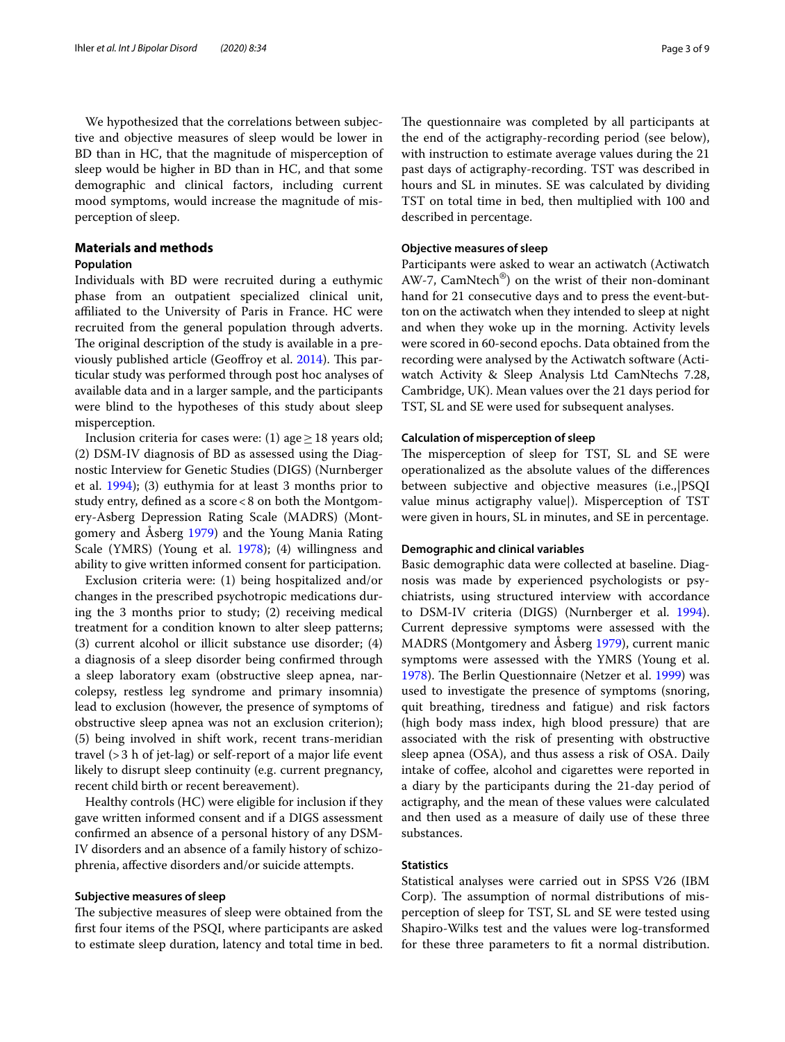We hypothesized that the correlations between subjective and objective measures of sleep would be lower in BD than in HC, that the magnitude of misperception of sleep would be higher in BD than in HC, and that some demographic and clinical factors, including current mood symptoms, would increase the magnitude of misperception of sleep.

## Materials and methods

### Population

Individuals with BD were recruited during a euthymic phase from an outpatient specialized clinical unit, affiliated to the University of Paris in France. HC were recruited from the general population through adverts. The original description of the study is available in a previously published article (Geoffroy et al. 2014). This particular study was performed through post hoc analyses of available data and in a larger sample, and the participants were blind to the hypotheses of this study about sleep misperception.

Inclusion criteria for cases were: (1) age ≥ 18 years old; (2) DSM-IV diagnosis of BD as assessed using the Diagnostic Interview for Genetic Studies (DIGS) (Nurnberger et al. 1994); (3) euthymia for at least 3 months prior to study entry, defined as a score < 8 on both the Montgomery-Asberg Depression Rating Scale (MADRS) (Montgomery and Åsberg 1979) and the Young Mania Rating Scale (YMRS) (Young et al. 1978); (4) willingness and ability to give written informed consent for participation.

Exclusion criteria were: (1) being hospitalized and/or changes in the prescribed psychotropic medications during the 3 months prior to study; (2) receiving medical treatment for a condition known to alter sleep patterns; (3) current alcohol or illicit substance use disorder; (4) a diagnosis of a sleep disorder being confirmed through a sleep laboratory exam (obstructive sleep apnea, narcolepsy, restless leg syndrome and primary insomnia) lead to exclusion (however, the presence of symptoms of obstructive sleep apnea was not an exclusion criterion); (5) being involved in shift work, recent trans-meridian travel (> 3 h of jet-lag) or self-report of a major life event likely to disrupt sleep continuity (e.g. current pregnancy, recent child birth or recent bereavement).

Healthy controls (HC) were eligible for inclusion if they gave written informed consent and if a DIGS assessment confirmed an absence of a personal history of any DSM-IV disorders and an absence of a family history of schizophrenia, affective disorders and/or suicide attempts.

### Subjective measures of sleep

The subjective measures of sleep were obtained from the first four items of the PSQI, where participants are asked to estimate sleep duration, latency and total time in bed. The questionnaire was completed by all participants at the end of the actigraphy-recording period (see below), with instruction to estimate average values during the 21 past days of actigraphy-recording. TST was described in hours and SL in minutes. SE was calculated by dividing TST on total time in bed, then multiplied with 100 and described in percentage.

### Objective measures of sleep

Participants were asked to wear an actiwatch (Actiwatch AW-7, CamNtech®) on the wrist of their non-dominant hand for 21 consecutive days and to press the event-button on the actiwatch when they intended to sleep at night and when they woke up in the morning. Activity levels were scored in 60-second epochs. Data obtained from the recording were analysed by the Actiwatch software (Actiwatch Activity & Sleep Analysis Ltd CamNtechs 7.28, Cambridge, UK). Mean values over the 21 days period for TST, SL and SE were used for subsequent analyses.

### Calculation of misperception of sleep

The misperception of sleep for TST, SL and SE were operationalized as the absolute values of the differences between subjective and objective measures (i.e.,|PSQI value minus actigraphy value|). Misperception of TST were given in hours, SL in minutes, and SE in percentage.

### Demographic and clinical variables

Basic demographic data were collected at baseline. Diagnosis was made by experienced psychologists or psychiatrists, using structured interview with accordance to DSM-IV criteria (DIGS) (Nurnberger et al. 1994). Current depressive symptoms were assessed with the MADRS (Montgomery and Åsberg 1979), current manic symptoms were assessed with the YMRS (Young et al. 1978). The Berlin Questionnaire (Netzer et al. 1999) was used to investigate the presence of symptoms (snoring, quit breathing, tiredness and fatigue) and risk factors (high body mass index, high blood pressure) that are associated with the risk of presenting with obstructive sleep apnea (OSA), and thus assess a risk of OSA. Daily intake of coffee, alcohol and cigarettes were reported in a diary by the participants during the 21-day period of actigraphy, and the mean of these values were calculated and then used as a measure of daily use of these three substances.

### Statistics

Statistical analyses were carried out in SPSS V26 (IBM Corp). The assumption of normal distributions of misperception of sleep for TST, SL and SE were tested using Shapiro-Wilks test and the values were log-transformed for these three parameters to fit a normal distribution.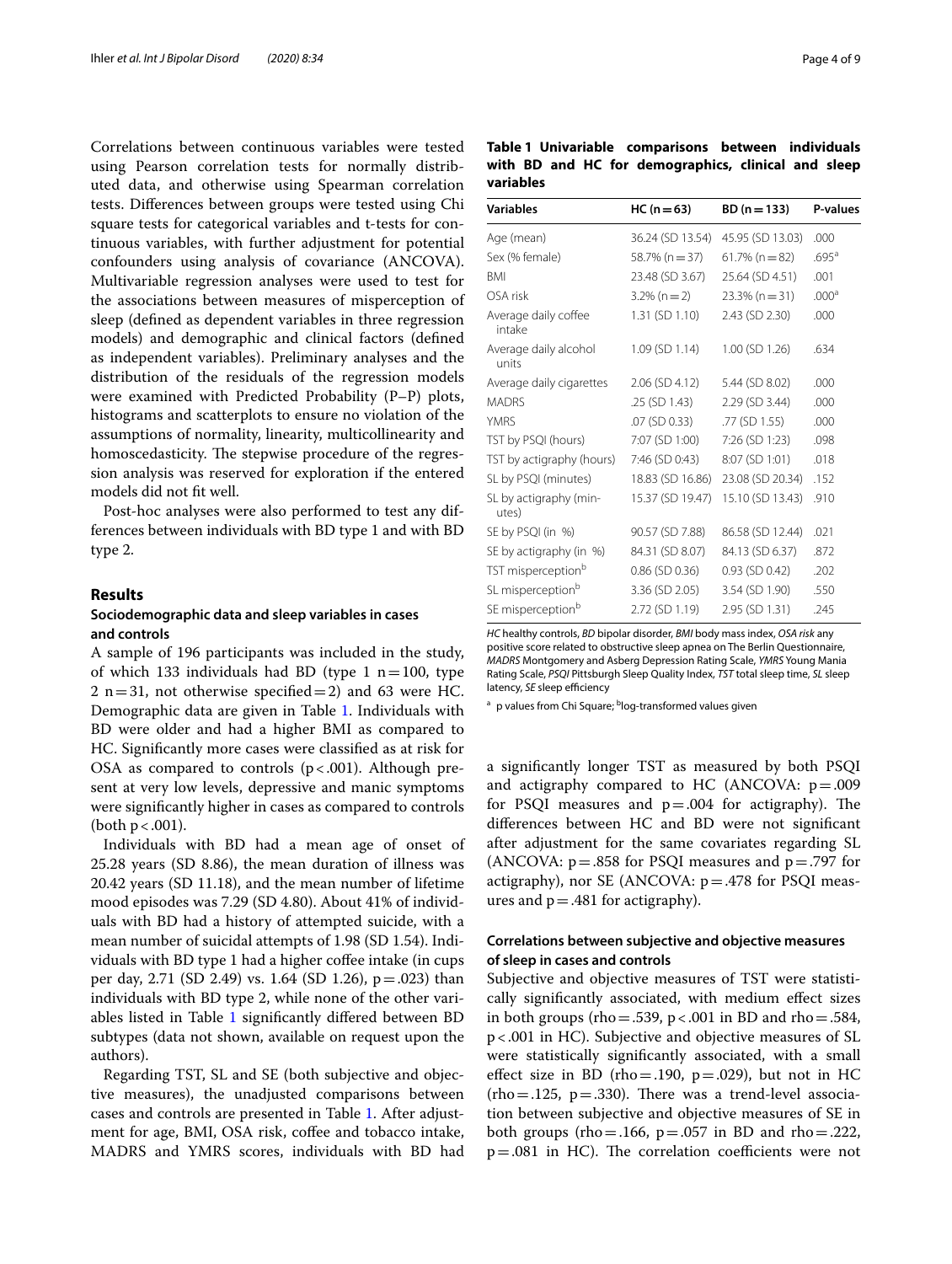Correlations between continuous variables were tested using Pearson correlation tests for normally distributed data, and otherwise using Spearman correlation tests. Differences between groups were tested using Chi square tests for categorical variables and t-tests for continuous variables, with further adjustment for potential confounders using analysis of covariance (ANCOVA). Multivariable regression analyses were used to test for the associations between measures of misperception of sleep (defined as dependent variables in three regression models) and demographic and clinical factors (defined as independent variables). Preliminary analyses and the distribution of the residuals of the regression models were examined with Predicted Probability (P–P) plots, histograms and scatterplots to ensure no violation of the assumptions of normality, linearity, multicollinearity and homoscedasticity. The stepwise procedure of the regression analysis was reserved for exploration if the entered models did not fit well.

Post-hoc analyses were also performed to test any differences between individuals with BD type 1 and with BD type 2.

## Results

### Sociodemographic data and sleep variables in cases and controls

A sample of 196 participants was included in the study, of which 133 individuals had BD (type 1 n = 100, type 2 n = 31, not otherwise specified = 2) and 63 were HC. Demographic data are given in Table 1. Individuals with BD were older and had a higher BMI as compared to HC. Significantly more cases were classified as at risk for OSA as compared to controls ($p < .001$). Although present at very low levels, depressive and manic symptoms were significantly higher in cases as compared to controls (both $p < .001$).

Individuals with BD had a mean age of onset of 25.28 years (SD 8.86), the mean duration of illness was 20.42 years (SD 11.18), and the mean number of lifetime mood episodes was 7.29 (SD 4.80). About 41% of individuals with BD had a history of attempted suicide, with a mean number of suicidal attempts of 1.98 (SD 1.54). Individuals with BD type 1 had a higher coffee intake (in cups per day, 2.71 (SD 2.49) vs. 1.64 (SD 1.26), $p = .023$) than individuals with BD type 2, while none of the other variables listed in Table 1 significantly differed between BD subtypes (data not shown, available on request upon the authors).

Regarding TST, SL and SE (both subjective and objective measures), the unadjusted comparisons between cases and controls are presented in Table 1. After adjustment for age, BMI, OSA risk, coffee and tobacco intake, MADRS and YMRS scores, individuals with BD had a significantly longer TST as measured by both PSQI and actigraphy compared to HC (ANCOVA: $p = .009$ for PSQI measures and $p = .004$ for actigraphy). The differences between HC and BD were not significant after adjustment for the same covariates regarding SL (ANCOVA: $p = .858$ for PSQI measures and $p = .797$ for actigraphy), nor SE (ANCOVA: $p = .478$ for PSQI measures and $p = .481$ for actigraphy).

**Table 1 Univariable comparisons between individuals with BD and HC for demographics, clinical and sleep variables**

| Variables | HC (n = 63) | BD (n = 133) | P-values |
|---|---|---|---|
| Age (mean) | 36.24 (SD 13.54) | 45.95 (SD 13.03) | .000 |
| Sex (% female) | 58.7% (n = 37) | 61.7% (n = 82) | .695[a] |
| BMI | 23.48 (SD 3.67) | 25.64 (SD 4.51) | .001 |
| OSA risk | 3.2% (n = 2) | 23.3% (n = 31) | .000[a] |
| Average daily coffee intake | 1.31 (SD 1.10) | 2.43 (SD 2.30) | .000 |
| Average daily alcohol units | 1.09 (SD 1.14) | 1.00 (SD 1.26) | .634 |
| Average daily cigarettes | 2.06 (SD 4.12) | 5.44 (SD 8.02) | .000 |
| MADRS | .25 (SD 1.43) | 2.29 (SD 3.44) | .000 |
| YMRS | .07 (SD 0.33) | .77 (SD 1.55) | .000 |
| TST by PSQI (hours) | 7:07 (SD 1:00) | 7:26 (SD 1:23) | .098 |
| TST by actigraphy (hours) | 7:46 (SD 0:43) | 8:07 (SD 1:01) | .018 |
| SL by PSQI (minutes) | 18.83 (SD 16.86) | 23.08 (SD 20.34) | .152 |
| SL by actigraphy (minutes) | 15.37 (SD 19.47) | 15.10 (SD 13.43) | .910 |
| SE by PSQI (in %) | 90.57 (SD 7.88) | 86.58 (SD 12.44) | .021 |
| SE by actigraphy (in %) | 84.31 (SD 8.07) | 84.13 (SD 6.37) | .872 |
| TST misperception[b] | 0.86 (SD 0.36) | 0.93 (SD 0.42) | .202 |
| SL misperception[b] | 3.36 (SD 2.05) | 3.54 (SD 1.90) | .550 |
| SE misperception[b] | 2.72 (SD 1.19) | 2.95 (SD 1.31) | .245 |

*HC* healthy controls, *BD* bipolar disorder, *BMI* body mass index, *OSA risk* any positive score related to obstructive sleep apnea on The Berlin Questionnaire, *MADRS* Montgomery and Asberg Depression Rating Scale, *YMRS* Young Mania Rating Scale, *PSQI* Pittsburgh Sleep Quality Index, *TST* total sleep time, *SL* sleep latency, *SE* sleep efficiency

[a] p values from Chi Square; [b] log-transformed values given

### Correlations between subjective and objective measures of sleep in cases and controls

Subjective and objective measures of TST were statistically significantly associated, with medium effect sizes in both groups (rho = .539, $p < .001$ in BD and rho = .584, $p < .001$ in HC). Subjective and objective measures of SL were statistically significantly associated, with a small effect size in BD (rho = .190, $p = .029$), but not in HC (rho = .125, $p = .330$). There was a trend-level association between subjective and objective measures of SE in both groups (rho = .166, $p = .057$ in BD and rho = .222, $p = .081$ in HC). The correlation coefficients were not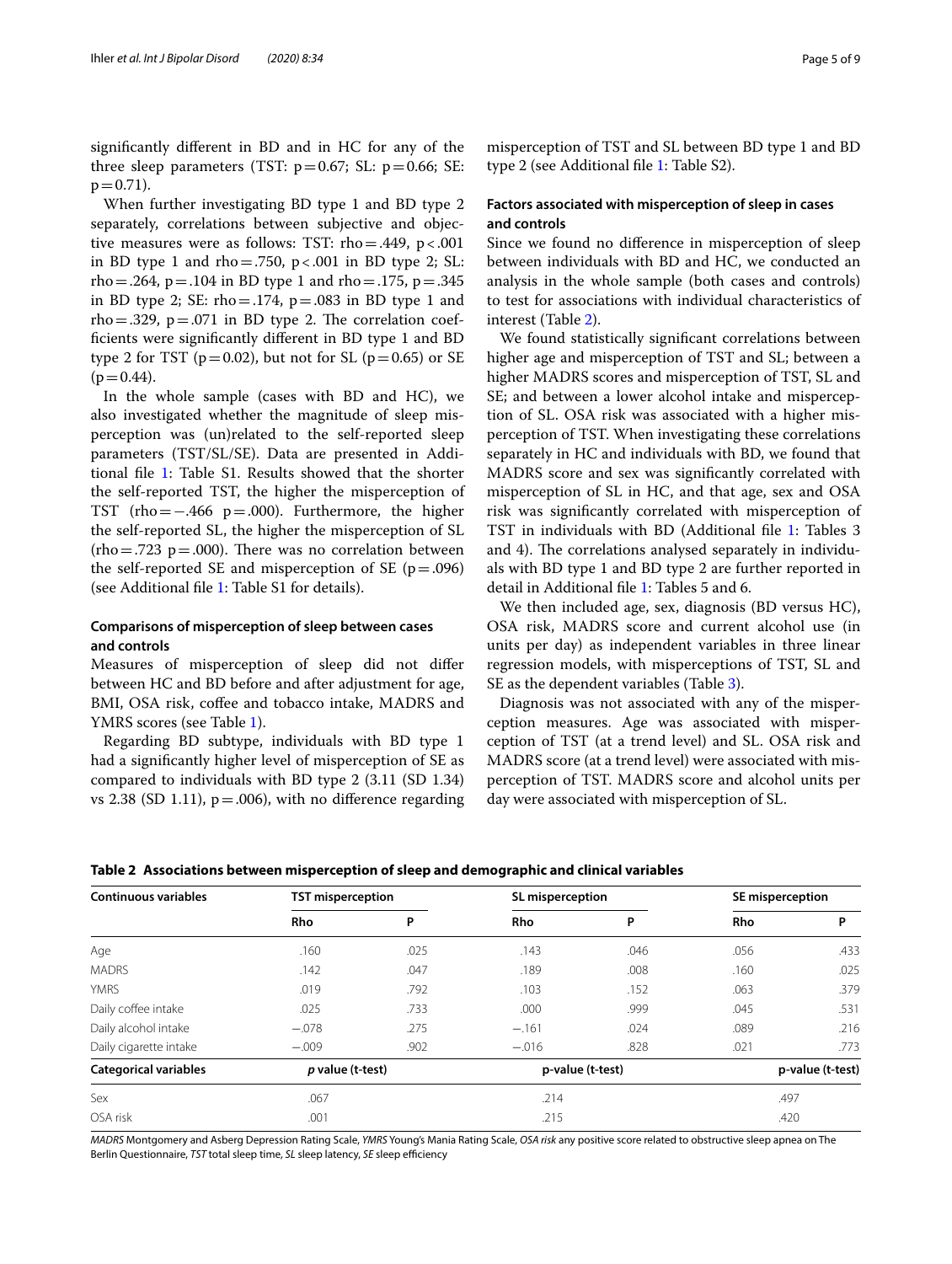significantly different in BD and in HC for any of the three sleep parameters (TST: $p=0.67$; SL: $p=0.66$; SE: $p=0.71$).

When further investigating BD type 1 and BD type 2 separately, correlations between subjective and objective measures were as follows: TST: rho = .449, $p<.001$ in BD type 1 and rho = .750, $p<.001$ in BD type 2; SL: rho = .264, $p=.104$ in BD type 1 and rho = .175, $p=.345$ in BD type 2; SE: rho = .174, $p=.083$ in BD type 1 and rho = .329, $p=.071$ in BD type 2. The correlation coefficients were significantly different in BD type 1 and BD type 2 for TST ($p=0.02$), but not for SL ($p=0.65$) or SE ($p=0.44$).

In the whole sample (cases with BD and HC), we also investigated whether the magnitude of sleep misperception was (un)related to the self-reported sleep parameters (TST/SL/SE). Data are presented in Additional file 1: Table S1. Results showed that the shorter the self-reported TST, the higher the misperception of TST (rho = −.466 $p=.000$). Furthermore, the higher the self-reported SL, the higher the misperception of SL (rho = .723 $p=.000$). There was no correlation between the self-reported SE and misperception of SE ($p=.096$) (see Additional file 1: Table S1 for details).

### Comparisons of misperception of sleep between cases and controls

Measures of misperception of sleep did not differ between HC and BD before and after adjustment for age, BMI, OSA risk, coffee and tobacco intake, MADRS and YMRS scores (see Table 1).

Regarding BD subtype, individuals with BD type 1 had a significantly higher level of misperception of SE as compared to individuals with BD type 2 (3.11 (SD 1.34) vs 2.38 (SD 1.11), $p=.006$), with no difference regarding misperception of TST and SL between BD type 1 and BD type 2 (see Additional file 1: Table S2).

### Factors associated with misperception of sleep in cases and controls

Since we found no difference in misperception of sleep between individuals with BD and HC, we conducted an analysis in the whole sample (both cases and controls) to test for associations with individual characteristics of interest (Table 2).

We found statistically significant correlations between higher age and misperception of TST and SL; between a higher MADRS scores and misperception of TST, SL and SE; and between a lower alcohol intake and misperception of SL. OSA risk was associated with a higher misperception of TST. When investigating these correlations separately in HC and individuals with BD, we found that MADRS score and sex was significantly correlated with misperception of SL in HC, and that age, sex and OSA risk was significantly correlated with misperception of TST in individuals with BD (Additional file 1: Tables 3 and 4). The correlations analysed separately in individuals with BD type 1 and BD type 2 are further reported in detail in Additional file 1: Tables 5 and 6.

We then included age, sex, diagnosis (BD versus HC), OSA risk, MADRS score and current alcohol use (in units per day) as independent variables in three linear regression models, with misperceptions of TST, SL and SE as the dependent variables (Table 3).

Diagnosis was not associated with any of the misperception measures. Age was associated with misperception of TST (at a trend level) and SL. OSA risk and MADRS score (at a trend level) were associated with misperception of TST. MADRS score and alcohol units per day were associated with misperception of SL.

**Table 2 Associations between misperception of sleep and demographic and clinical variables**

| Continuous variables | TST misperception | | SL misperception | | SE misperception | |
|---|---|---|---|---|---|---|
| | Rho | P | Rho | P | Rho | P |
| Age | .160 | .025 | .143 | .046 | .056 | .433 |
| MADRS | .142 | .047 | .189 | .008 | .160 | .025 |
| YMRS | .019 | .792 | .103 | .152 | .063 | .379 |
| Daily coffee intake | .025 | .733 | .000 | .999 | .045 | .531 |
| Daily alcohol intake | −.078 | .275 | −.161 | .024 | .089 | .216 |
| Daily cigarette intake | −.009 | .902 | −.016 | .828 | .021 | .773 |
| **Categorical variables** | ***p* value (t-test)** | | **p-value (t-test)** | | **p-value (t-test)** | |
| Sex | .067 | | .214 | | .497 | |
| OSA risk | .001 | | .215 | | .420 | |

*MADRS* Montgomery and Asberg Depression Rating Scale, *YMRS* Young's Mania Rating Scale, *OSA risk* any positive score related to obstructive sleep apnea on The Berlin Questionnaire, *TST* total sleep time, *SL* sleep latency, *SE* sleep efficiency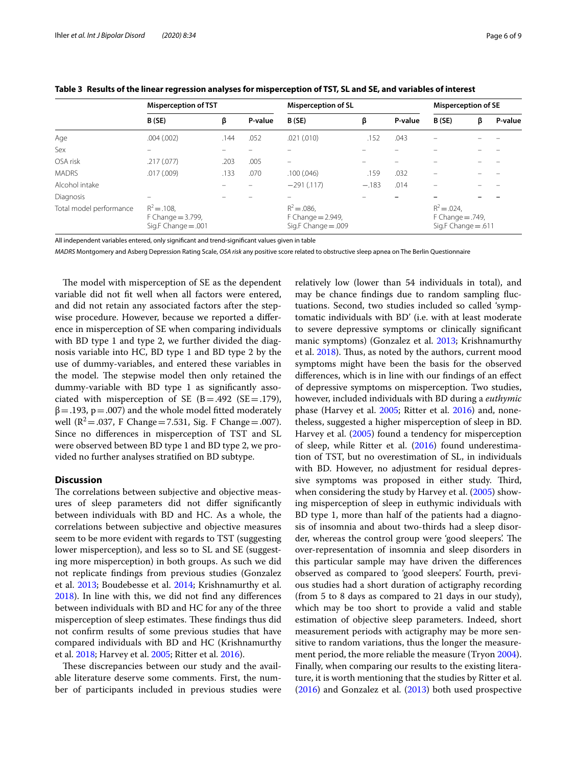**Table 3 Results of the linear regression analyses for misperception of TST, SL and SE, and variables of interest**

| | Misperception of TST | | | Misperception of SL | | | Misperception of SE | | |
|---|---|---|---|---|---|---|---|---|---|
| | B (SE) | β | P-value | B (SE) | β | P-value | B (SE) | β | P-value |
| Age | .004 (.002) | .144 | .052 | .021 (.010) | .152 | .043 | – | – | – |
| Sex | – | – | – | – | – | – | – | – | – |
| OSA risk | .217 (.077) | .203 | .005 | – | – | – | – | – | – |
| MADRS | .017 (.009) | .133 | .070 | .100 (.046) | .159 | .032 | – | – | – |
| Alcohol intake | – | – | – | −291 (.117) | −.183 | .014 | – | – | – |
| Diagnosis | – | – | – | – | – | – | – | – | – |
| Total model performance | $R^2$ = .108, F Change = 3.799, Sig.F Change = .001 | | | $R^2$ = .086, F Change = 2.949, Sig.F Change = .009 | | | $R^2$ = .024, F Change = .749, Sig.F Change = .611 | | |

All independent variables entered, only significant and trend-significant values given in table

*MADRS* Montgomery and Asberg Depression Rating Scale, *OSA risk* any positive score related to obstructive sleep apnea on The Berlin Questionnaire

The model with misperception of SE as the dependent variable did not fit well when all factors were entered, and did not retain any associated factors after the stepwise procedure. However, because we reported a difference in misperception of SE when comparing individuals with BD type 1 and type 2, we further divided the diagnosis variable into HC, BD type 1 and BD type 2 by the use of dummy-variables, and entered these variables in the model. The stepwise model then only retained the dummy-variable with BD type 1 as significantly associated with misperception of SE (B = .492 (SE = .179), β = .193, p = .007) and the whole model fitted moderately well ($R^2$ = .037, F Change = 7.531, Sig. F Change = .007). Since no differences in misperception of TST and SL were observed between BD type 1 and BD type 2, we provided no further analyses stratified on BD subtype.

## Discussion

The correlations between subjective and objective measures of sleep parameters did not differ significantly between individuals with BD and HC. As a whole, the correlations between subjective and objective measures seem to be more evident with regards to TST (suggesting lower misperception), and less so to SL and SE (suggesting more misperception) in both groups. As such we did not replicate findings from previous studies (Gonzalez et al. 2013; Boudebesse et al. 2014; Krishnamurthy et al. 2018). In line with this, we did not find any differences between individuals with BD and HC for any of the three misperception of sleep estimates. These findings thus did not confirm results of some previous studies that have compared individuals with BD and HC (Krishnamurthy et al. 2018; Harvey et al. 2005; Ritter et al. 2016).

These discrepancies between our study and the available literature deserve some comments. First, the number of participants included in previous studies were relatively low (lower than 54 individuals in total), and may be chance findings due to random sampling fluctuations. Second, two studies included so called 'symptomatic individuals with BD' (i.e. with at least moderate to severe depressive symptoms or clinically significant manic symptoms) (Gonzalez et al. 2013; Krishnamurthy et al. 2018). Thus, as noted by the authors, current mood symptoms might have been the basis for the observed differences, which is in line with our findings of an effect of depressive symptoms on misperception. Two studies, however, included individuals with BD during a *euthymic* phase (Harvey et al. 2005; Ritter et al. 2016) and, nonetheless, suggested a higher misperception of sleep in BD. Harvey et al. (2005) found a tendency for misperception of sleep, while Ritter et al. (2016) found underestimation of TST, but no overestimation of SL, in individuals with BD. However, no adjustment for residual depressive symptoms was proposed in either study. Third, when considering the study by Harvey et al. (2005) showing misperception of sleep in euthymic individuals with BD type 1, more than half of the patients had a diagnosis of insomnia and about two-thirds had a sleep disorder, whereas the control group were 'good sleepers'. The over-representation of insomnia and sleep disorders in this particular sample may have driven the differences observed as compared to 'good sleepers'. Fourth, previous studies had a short duration of actigraphy recording (from 5 to 8 days as compared to 21 days in our study), which may be too short to provide a valid and stable estimation of objective sleep parameters. Indeed, short measurement periods with actigraphy may be more sensitive to random variations, thus the longer the measurement period, the more reliable the measure (Tryon 2004). Finally, when comparing our results to the existing literature, it is worth mentioning that the studies by Ritter et al. (2016) and Gonzalez et al. (2013) both used prospective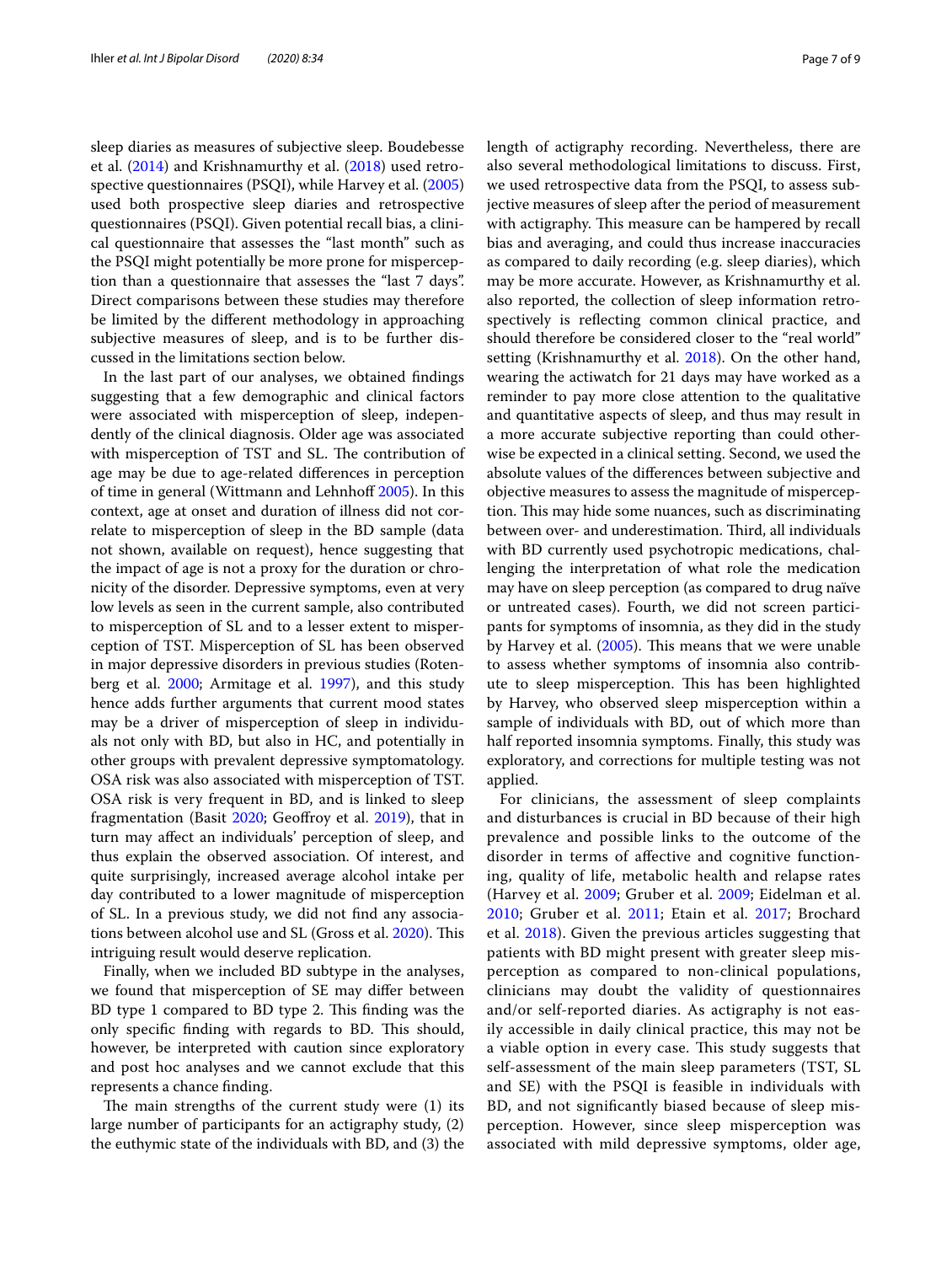sleep diaries as measures of subjective sleep. Boudebesse et al. (2014) and Krishnamurthy et al. (2018) used retrospective questionnaires (PSQI), while Harvey et al. (2005) used both prospective sleep diaries and retrospective questionnaires (PSQI). Given potential recall bias, a clinical questionnaire that assesses the "last month" such as the PSQI might potentially be more prone for misperception than a questionnaire that assesses the "last 7 days". Direct comparisons between these studies may therefore be limited by the different methodology in approaching subjective measures of sleep, and is to be further discussed in the limitations section below.

In the last part of our analyses, we obtained findings suggesting that a few demographic and clinical factors were associated with misperception of sleep, independently of the clinical diagnosis. Older age was associated with misperception of TST and SL. The contribution of age may be due to age-related differences in perception of time in general (Wittmann and Lehnhoff 2005). In this context, age at onset and duration of illness did not correlate to misperception of sleep in the BD sample (data not shown, available on request), hence suggesting that the impact of age is not a proxy for the duration or chronicity of the disorder. Depressive symptoms, even at very low levels as seen in the current sample, also contributed to misperception of SL and to a lesser extent to misperception of TST. Misperception of SL has been observed in major depressive disorders in previous studies (Rotenberg et al. 2000; Armitage et al. 1997), and this study hence adds further arguments that current mood states may be a driver of misperception of sleep in individuals not only with BD, but also in HC, and potentially in other groups with prevalent depressive symptomatology. OSA risk was also associated with misperception of TST. OSA risk is very frequent in BD, and is linked to sleep fragmentation (Basit 2020; Geoffroy et al. 2019), that in turn may affect an individuals' perception of sleep, and thus explain the observed association. Of interest, and quite surprisingly, increased average alcohol intake per day contributed to a lower magnitude of misperception of SL. In a previous study, we did not find any associations between alcohol use and SL (Gross et al. 2020). This intriguing result would deserve replication.

Finally, when we included BD subtype in the analyses, we found that misperception of SE may differ between BD type 1 compared to BD type 2. This finding was the only specific finding with regards to BD. This should, however, be interpreted with caution since exploratory and post hoc analyses and we cannot exclude that this represents a chance finding.

The main strengths of the current study were (1) its large number of participants for an actigraphy study, (2) the euthymic state of the individuals with BD, and (3) the length of actigraphy recording. Nevertheless, there are also several methodological limitations to discuss. First, we used retrospective data from the PSQI, to assess subjective measures of sleep after the period of measurement with actigraphy. This measure can be hampered by recall bias and averaging, and could thus increase inaccuracies as compared to daily recording (e.g. sleep diaries), which may be more accurate. However, as Krishnamurthy et al. also reported, the collection of sleep information retrospectively is reflecting common clinical practice, and should therefore be considered closer to the "real world" setting (Krishnamurthy et al. 2018). On the other hand, wearing the actiwatch for 21 days may have worked as a reminder to pay more close attention to the qualitative and quantitative aspects of sleep, and thus may result in a more accurate subjective reporting than could otherwise be expected in a clinical setting. Second, we used the absolute values of the differences between subjective and objective measures to assess the magnitude of misperception. This may hide some nuances, such as discriminating between over- and underestimation. Third, all individuals with BD currently used psychotropic medications, challenging the interpretation of what role the medication may have on sleep perception (as compared to drug naïve or untreated cases). Fourth, we did not screen participants for symptoms of insomnia, as they did in the study by Harvey et al. (2005). This means that we were unable to assess whether symptoms of insomnia also contribute to sleep misperception. This has been highlighted by Harvey, who observed sleep misperception within a sample of individuals with BD, out of which more than half reported insomnia symptoms. Finally, this study was exploratory, and corrections for multiple testing was not applied.

For clinicians, the assessment of sleep complaints and disturbances is crucial in BD because of their high prevalence and possible links to the outcome of the disorder in terms of affective and cognitive functioning, quality of life, metabolic health and relapse rates (Harvey et al. 2009; Gruber et al. 2009; Eidelman et al. 2010; Gruber et al. 2011; Etain et al. 2017; Brochard et al. 2018). Given the previous articles suggesting that patients with BD might present with greater sleep misperception as compared to non-clinical populations, clinicians may doubt the validity of questionnaires and/or self-reported diaries. As actigraphy is not easily accessible in daily clinical practice, this may not be a viable option in every case. This study suggests that self-assessment of the main sleep parameters (TST, SL and SE) with the PSQI is feasible in individuals with BD, and not significantly biased because of sleep misperception. However, since sleep misperception was associated with mild depressive symptoms, older age,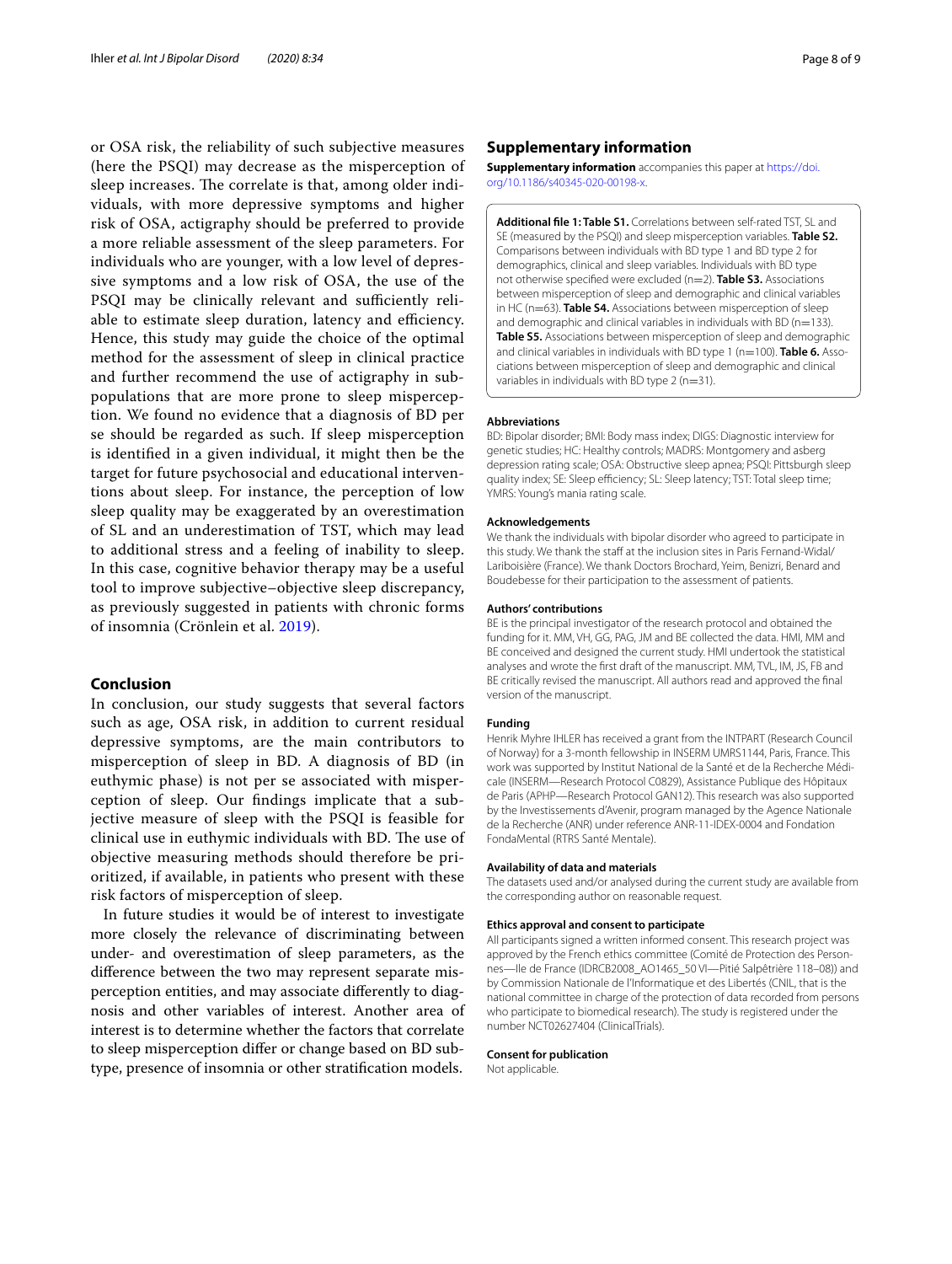or OSA risk, the reliability of such subjective measures (here the PSQI) may decrease as the misperception of sleep increases. The correlate is that, among older individuals, with more depressive symptoms and higher risk of OSA, actigraphy should be preferred to provide a more reliable assessment of the sleep parameters. For individuals who are younger, with a low level of depressive symptoms and a low risk of OSA, the use of the PSQI may be clinically relevant and sufficiently reliable to estimate sleep duration, latency and efficiency. Hence, this study may guide the choice of the optimal method for the assessment of sleep in clinical practice and further recommend the use of actigraphy in subpopulations that are more prone to sleep misperception. We found no evidence that a diagnosis of BD per se should be regarded as such. If sleep misperception is identified in a given individual, it might then be the target for future psychosocial and educational interventions about sleep. For instance, the perception of low sleep quality may be exaggerated by an overestimation of SL and an underestimation of TST, which may lead to additional stress and a feeling of inability to sleep. In this case, cognitive behavior therapy may be a useful tool to improve subjective–objective sleep discrepancy, as previously suggested in patients with chronic forms of insomnia (Crönlein et al. 2019).

## Conclusion

In conclusion, our study suggests that several factors such as age, OSA risk, in addition to current residual depressive symptoms, are the main contributors to misperception of sleep in BD. A diagnosis of BD (in euthymic phase) is not per se associated with misperception of sleep. Our findings implicate that a subjective measure of sleep with the PSQI is feasible for clinical use in euthymic individuals with BD. The use of objective measuring methods should therefore be prioritized, if available, in patients who present with these risk factors of misperception of sleep.

In future studies it would be of interest to investigate more closely the relevance of discriminating between under- and overestimation of sleep parameters, as the difference between the two may represent separate misperception entities, and may associate differently to diagnosis and other variables of interest. Another area of interest is to determine whether the factors that correlate to sleep misperception differ or change based on BD subtype, presence of insomnia or other stratification models.

## Supplementary information

**Supplementary information** accompanies this paper at https://doi.org/10.1186/s40345-020-00198-x.

**Additional file 1: Table S1.** Correlations between self-rated TST, SL and SE (measured by the PSQI) and sleep misperception variables. **Table S2.** Comparisons between individuals with BD type 1 and BD type 2 for demographics, clinical and sleep variables. Individuals with BD type not otherwise specified were excluded (n=2). **Table S3.** Associations between misperception of sleep and demographic and clinical variables in HC (n=63). **Table S4.** Associations between misperception of sleep and demographic and clinical variables in individuals with BD (n=133). **Table S5.** Associations between misperception of sleep and demographic and clinical variables in individuals with BD type 1 (n=100). **Table 6.** Associations between misperception of sleep and demographic and clinical variables in individuals with BD type 2 (n=31).

### Abbreviations

BD: Bipolar disorder; BMI: Body mass index; DIGS: Diagnostic interview for genetic studies; HC: Healthy controls; MADRS: Montgomery and asberg depression rating scale; OSA: Obstructive sleep apnea; PSQI: Pittsburgh sleep quality index; SE: Sleep efficiency; SL: Sleep latency; TST: Total sleep time; YMRS: Young's mania rating scale.

### Acknowledgements

We thank the individuals with bipolar disorder who agreed to participate in this study. We thank the staff at the inclusion sites in Paris Fernand-Widal/Lariboisière (France). We thank Doctors Brochard, Yeim, Benizri, Benard and Boudebesse for their participation to the assessment of patients.

### Authors' contributions

BE is the principal investigator of the research protocol and obtained the funding for it. MM, VH, GG, PAG, JM and BE collected the data. HMI, MM and BE conceived and designed the current study. HMI undertook the statistical analyses and wrote the first draft of the manuscript. MM, TVL, IM, JS, FB and BE critically revised the manuscript. All authors read and approved the final version of the manuscript.

### Funding

Henrik Myhre IHLER has received a grant from the INTPART (Research Council of Norway) for a 3-month fellowship in INSERM UMRS1144, Paris, France. This work was supported by Institut National de la Santé et de la Recherche Médicale (INSERM—Research Protocol C0829), Assistance Publique des Hôpitaux de Paris (APHP—Research Protocol GAN12). This research was also supported by the Investissements d'Avenir, program managed by the Agence Nationale de la Recherche (ANR) under reference ANR-11-IDEX-0004 and Fondation FondaMental (RTRS Santé Mentale).

### Availability of data and materials

The datasets used and/or analysed during the current study are available from the corresponding author on reasonable request.

### Ethics approval and consent to participate

All participants signed a written informed consent. This research project was approved by the French ethics committee (Comité de Protection des Personnes—Ile de France (IDRCB2008_AO1465_50 VI—Pitié Salpêtrière 118–08)) and by Commission Nationale de l'Informatique et des Libertés (CNIL, that is the national committee in charge of the protection of data recorded from persons who participate to biomedical research). The study is registered under the number NCT02627404 (ClinicalTrials).

### Consent for publication

Not applicable.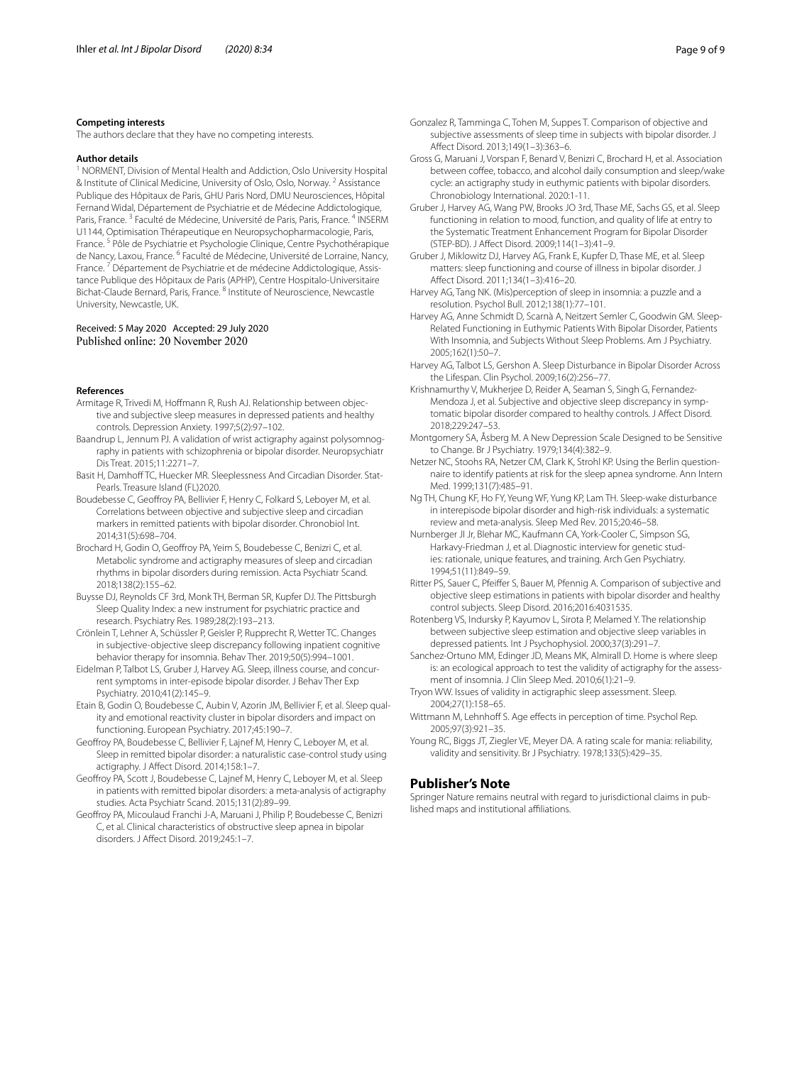**Competing interests**

The authors declare that they have no competing interests.

**Author details**

[1] NORMENT, Division of Mental Health and Addiction, Oslo University Hospital & Institute of Clinical Medicine, University of Oslo, Oslo, Norway. [2] Assistance Publique des Hôpitaux de Paris, GHU Paris Nord, DMU Neurosciences, Hôpital Fernand Widal, Département de Psychiatrie et de Médecine Addictologique, Paris, France. [3] Faculté de Médecine, Université de Paris, Paris, France. [4] INSERM U1144, Optimisation Thérapeutique en Neuropsychopharmacologie, Paris, France. [5] Pôle de Psychiatrie et Psychologie Clinique, Centre Psychothérapique de Nancy, Laxou, France. [6] Faculté de Médecine, Université de Lorraine, Nancy, France. [7] Département de Psychiatrie et de médecine Addictologique, Assistance Publique des Hôpitaux de Paris (APHP), Centre Hospitalo-Universitaire Bichat-Claude Bernard, Paris, France. [8] Institute of Neuroscience, Newcastle University, Newcastle, UK.

Received: 5 May 2020 Accepted: 29 July 2020
Published online: 20 November 2020

**References**

Armitage R, Trivedi M, Hoffmann R, Rush AJ. Relationship between objective and subjective sleep measures in depressed patients and healthy controls. Depression Anxiety. 1997;5(2):97–102.

Baandrup L, Jennum PJ. A validation of wrist actigraphy against polysomnography in patients with schizophrenia or bipolar disorder. Neuropsychiatr Dis Treat. 2015;11:2271–7.

Basit H, Damhoff TC, Huecker MR. Sleeplessness And Circadian Disorder. StatPearls. Treasure Island (FL)2020.

Boudebesse C, Geoffroy PA, Bellivier F, Henry C, Folkard S, Leboyer M, et al. Correlations between objective and subjective sleep and circadian markers in remitted patients with bipolar disorder. Chronobiol Int. 2014;31(5):698–704.

Brochard H, Godin O, Geoffroy PA, Yeim S, Boudebesse C, Benizri C, et al. Metabolic syndrome and actigraphy measures of sleep and circadian rhythms in bipolar disorders during remission. Acta Psychiatr Scand. 2018;138(2):155–62.

Buysse DJ, Reynolds CF 3rd, Monk TH, Berman SR, Kupfer DJ. The Pittsburgh Sleep Quality Index: a new instrument for psychiatric practice and research. Psychiatry Res. 1989;28(2):193–213.

Crönlein T, Lehner A, Schüssler P, Geisler P, Rupprecht R, Wetter TC. Changes in subjective-objective sleep discrepancy following inpatient cognitive behavior therapy for insomnia. Behav Ther. 2019;50(5):994–1001.

Eidelman P, Talbot LS, Gruber J, Harvey AG. Sleep, illness course, and concurrent symptoms in inter-episode bipolar disorder. J Behav Ther Exp Psychiatry. 2010;41(2):145–9.

Etain B, Godin O, Boudebesse C, Aubin V, Azorin JM, Bellivier F, et al. Sleep quality and emotional reactivity cluster in bipolar disorders and impact on functioning. European Psychiatry. 2017;45:190–7.

Geoffroy PA, Boudebesse C, Bellivier F, Lajnef M, Henry C, Leboyer M, et al. Sleep in remitted bipolar disorder: a naturalistic case-control study using actigraphy. J Affect Disord. 2014;158:1–7.

Geoffroy PA, Scott J, Boudebesse C, Lajnef M, Henry C, Leboyer M, et al. Sleep in patients with remitted bipolar disorders: a meta-analysis of actigraphy studies. Acta Psychiatr Scand. 2015;131(2):89–99.

Geoffroy PA, Micoulaud Franchi J-A, Maruani J, Philip P, Boudebesse C, Benizri C, et al. Clinical characteristics of obstructive sleep apnea in bipolar disorders. J Affect Disord. 2019;245:1–7.

Gonzalez R, Tamminga C, Tohen M, Suppes T. Comparison of objective and subjective assessments of sleep time in subjects with bipolar disorder. J Affect Disord. 2013;149(1–3):363–6.

Gross G, Maruani J, Vorspan F, Benard V, Benizri C, Brochard H, et al. Association between coffee, tobacco, and alcohol daily consumption and sleep/wake cycle: an actigraphy study in euthymic patients with bipolar disorders. Chronobiology International. 2020:1-11.

Gruber J, Harvey AG, Wang PW, Brooks JO 3rd, Thase ME, Sachs GS, et al. Sleep functioning in relation to mood, function, and quality of life at entry to the Systematic Treatment Enhancement Program for Bipolar Disorder (STEP-BD). J Affect Disord. 2009;114(1–3):41–9.

Gruber J, Miklowitz DJ, Harvey AG, Frank E, Kupfer D, Thase ME, et al. Sleep matters: sleep functioning and course of illness in bipolar disorder. J Affect Disord. 2011;134(1–3):416–20.

Harvey AG, Tang NK. (Mis)perception of sleep in insomnia: a puzzle and a resolution. Psychol Bull. 2012;138(1):77–101.

Harvey AG, Anne Schmidt D, Scarnà A, Neitzert Semler C, Goodwin GM. Sleep-Related Functioning in Euthymic Patients With Bipolar Disorder, Patients With Insomnia, and Subjects Without Sleep Problems. Am J Psychiatry. 2005;162(1):50–7.

Harvey AG, Talbot LS, Gershon A. Sleep Disturbance in Bipolar Disorder Across the Lifespan. Clin Psychol. 2009;16(2):256–77.

Krishnamurthy V, Mukherjee D, Reider A, Seaman S, Singh G, Fernandez-Mendoza J, et al. Subjective and objective sleep discrepancy in symptomatic bipolar disorder compared to healthy controls. J Affect Disord. 2018;229:247–53.

Montgomery SA, Åsberg M. A New Depression Scale Designed to be Sensitive to Change. Br J Psychiatry. 1979;134(4):382–9.

Netzer NC, Stoohs RA, Netzer CM, Clark K, Strohl KP. Using the Berlin questionnaire to identify patients at risk for the sleep apnea syndrome. Ann Intern Med. 1999;131(7):485–91.

Ng TH, Chung KF, Ho FY, Yeung WF, Yung KP, Lam TH. Sleep-wake disturbance in interepisode bipolar disorder and high-risk individuals: a systematic review and meta-analysis. Sleep Med Rev. 2015;20:46–58.

Nurnberger JI Jr, Blehar MC, Kaufmann CA, York-Cooler C, Simpson SG, Harkavy-Friedman J, et al. Diagnostic interview for genetic studies: rationale, unique features, and training. Arch Gen Psychiatry. 1994;51(11):849–59.

Ritter PS, Sauer C, Pfeiffer S, Bauer M, Pfennig A. Comparison of subjective and objective sleep estimations in patients with bipolar disorder and healthy control subjects. Sleep Disord. 2016;2016:4031535.

Rotenberg VS, Indursky P, Kayumov L, Sirota P, Melamed Y. The relationship between subjective sleep estimation and objective sleep variables in depressed patients. Int J Psychophysiol. 2000;37(3):291–7.

Sanchez-Ortuno MM, Edinger JD, Means MK, Almirall D. Home is where sleep is: an ecological approach to test the validity of actigraphy for the assessment of insomnia. J Clin Sleep Med. 2010;6(1):21–9.

Tryon WW. Issues of validity in actigraphic sleep assessment. Sleep. 2004;27(1):158–65.

Wittmann M, Lehnhoff S. Age effects in perception of time. Psychol Rep. 2005;97(3):921–35.

Young RC, Biggs JT, Ziegler VE, Meyer DA. A rating scale for mania: reliability, validity and sensitivity. Br J Psychiatry. 1978;133(5):429–35.

## Publisher's Note

Springer Nature remains neutral with regard to jurisdictional claims in published maps and institutional affiliations.